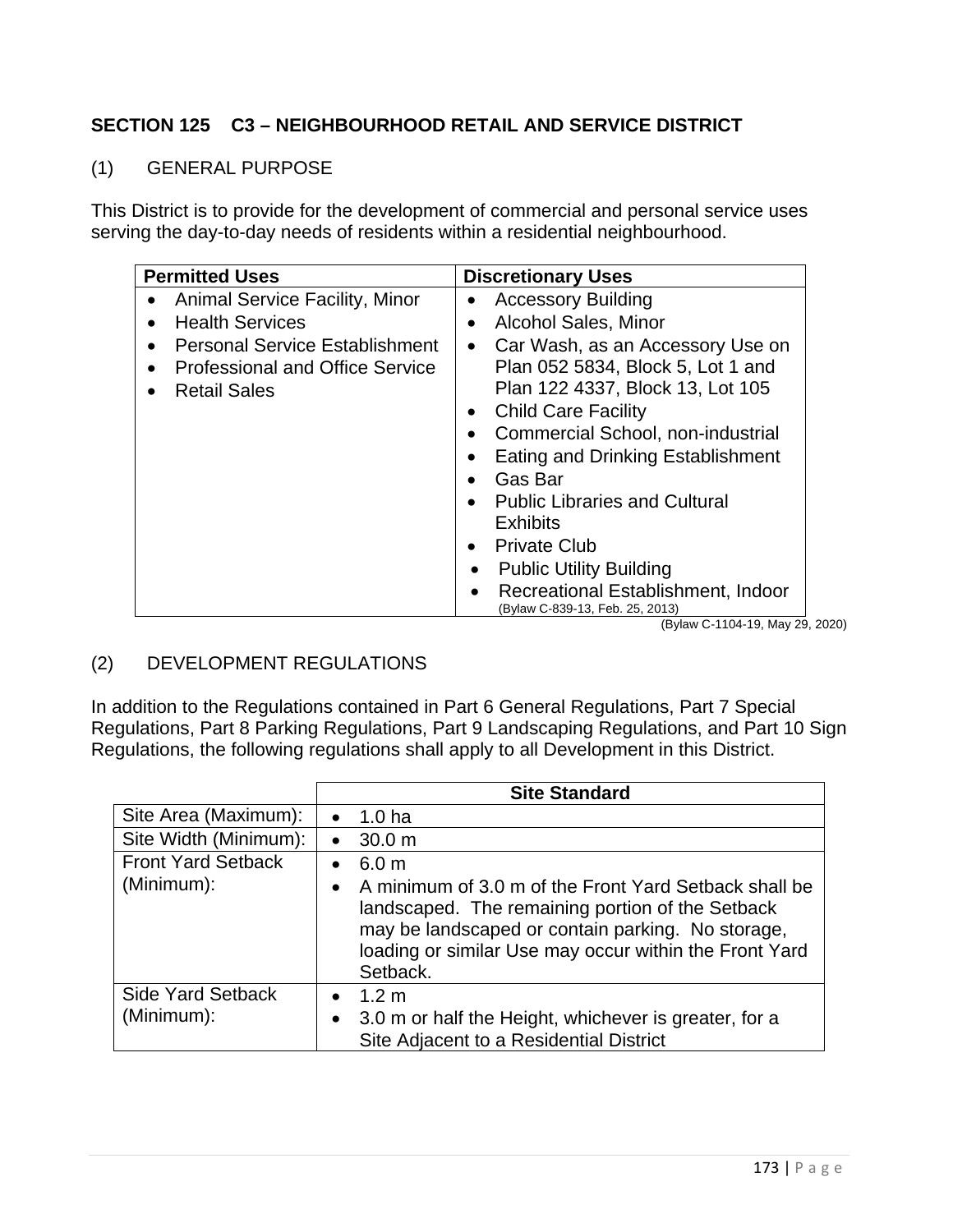## SECTION 125 C3 – NEIGHBOURHOOD RETAIL AND SERVICE DISTRICT

### (1) GENERAL PURPOSE

This District is to provide for the development of commercial and personal service uses serving the day-to-day needs of residents within a residential neighbourhood.

| Permitted Uses | Discretionary Uses |
|---|---|
| • Animal Service Facility, Minor<br>• Health Services<br>• Personal Service Establishment<br>• Professional and Office Service<br>• Retail Sales | • Accessory Building<br>• Alcohol Sales, Minor<br>• Car Wash, as an Accessory Use on Plan 052 5834, Block 5, Lot 1 and Plan 122 4337, Block 13, Lot 105<br>• Child Care Facility<br>• Commercial School, non-industrial<br>• Eating and Drinking Establishment<br>• Gas Bar<br>• Public Libraries and Cultural Exhibits<br>• Private Club<br>• Public Utility Building<br>• Recreational Establishment, Indoor (Bylaw C-839-13, Feb. 25, 2013) |

(Bylaw C-1104-19, May 29, 2020)

### (2) DEVELOPMENT REGULATIONS

In addition to the Regulations contained in Part 6 General Regulations, Part 7 Special Regulations, Part 8 Parking Regulations, Part 9 Landscaping Regulations, and Part 10 Sign Regulations, the following regulations shall apply to all Development in this District.

| | Site Standard |
|---|---|
| Site Area (Maximum): | • 1.0 ha |
| Site Width (Minimum): | • 30.0 m |
| Front Yard Setback (Minimum): | • 6.0 m<br>• A minimum of 3.0 m of the Front Yard Setback shall be landscaped. The remaining portion of the Setback may be landscaped or contain parking. No storage, loading or similar Use may occur within the Front Yard Setback. |
| Side Yard Setback (Minimum): | • 1.2 m<br>• 3.0 m or half the Height, whichever is greater, for a Site Adjacent to a Residential District |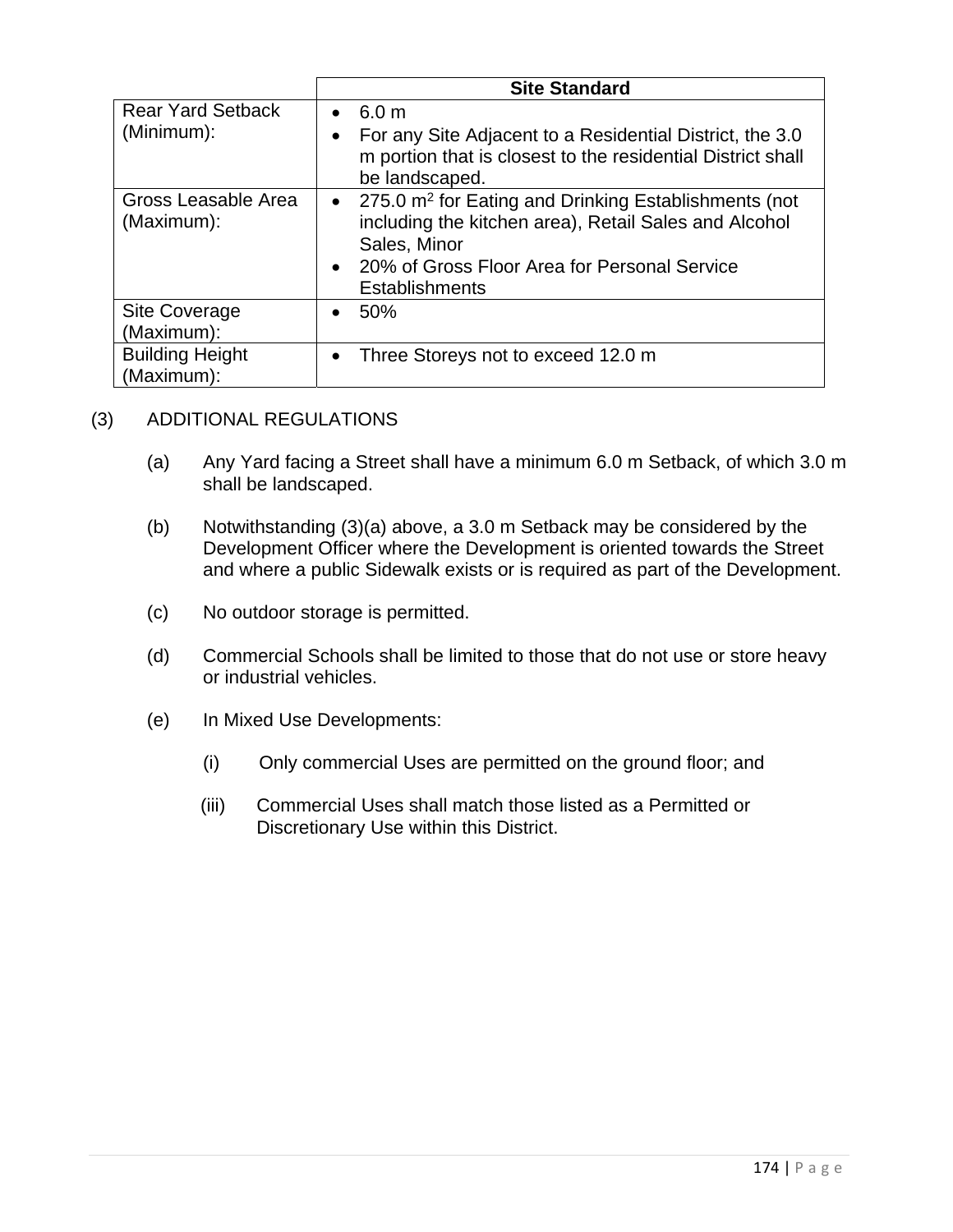| | Site Standard |
|---|---|
| Rear Yard Setback (Minimum): | • 6.0 m<br>• For any Site Adjacent to a Residential District, the 3.0 m portion that is closest to the residential District shall be landscaped. |
| Gross Leasable Area (Maximum): | • 275.0 m$^2$ for Eating and Drinking Establishments (not including the kitchen area), Retail Sales and Alcohol Sales, Minor<br>• 20% of Gross Floor Area for Personal Service Establishments |
| Site Coverage (Maximum): | • 50% |
| Building Height (Maximum): | • Three Storeys not to exceed 12.0 m |

(3) ADDITIONAL REGULATIONS

(a) Any Yard facing a Street shall have a minimum 6.0 m Setback, of which 3.0 m shall be landscaped.

(b) Notwithstanding (3)(a) above, a 3.0 m Setback may be considered by the Development Officer where the Development is oriented towards the Street and where a public Sidewalk exists or is required as part of the Development.

(c) No outdoor storage is permitted.

(d) Commercial Schools shall be limited to those that do not use or store heavy or industrial vehicles.

(e) In Mixed Use Developments:

(i) Only commercial Uses are permitted on the ground floor; and

(iii) Commercial Uses shall match those listed as a Permitted or Discretionary Use within this District.